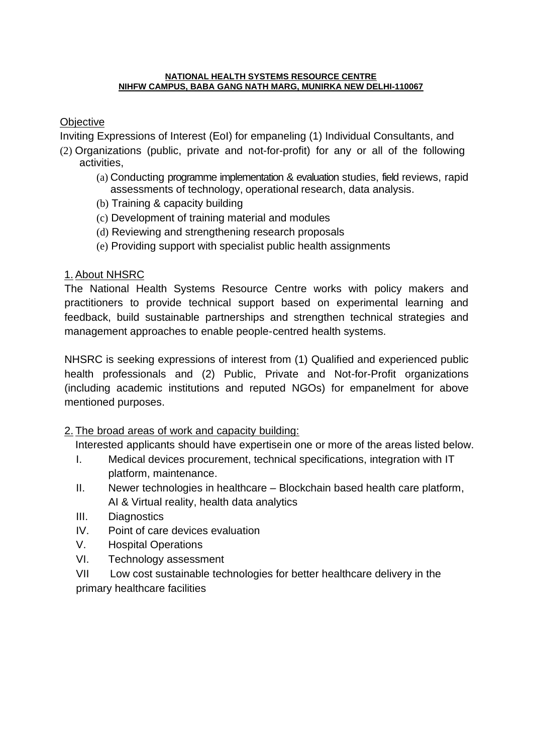**NATIONAL HEALTH SYSTEMS RESOURCE CENTRE**
**NIHFW CAMPUS, BABA GANG NATH MARG, MUNIRKA NEW DELHI-110067**

Objective

Inviting Expressions of Interest (EoI) for empaneling (1) Individual Consultants, and

(2) Organizations (public, private and not-for-profit) for any or all of the following activities,

(a) Conducting programme implementation & evaluation studies, field reviews, rapid assessments of technology, operational research, data analysis.

(b) Training & capacity building

(c) Development of training material and modules

(d) Reviewing and strengthening research proposals

(e) Providing support with specialist public health assignments

## 1. About NHSRC

The National Health Systems Resource Centre works with policy makers and practitioners to provide technical support based on experimental learning and feedback, build sustainable partnerships and strengthen technical strategies and management approaches to enable people-centred health systems.

NHSRC is seeking expressions of interest from (1) Qualified and experienced public health professionals and (2) Public, Private and Not-for-Profit organizations (including academic institutions and reputed NGOs) for empanelment for above mentioned purposes.

## 2. The broad areas of work and capacity building:

Interested applicants should have expertisein one or more of the areas listed below.

I. Medical devices procurement, technical specifications, integration with IT platform, maintenance.

II. Newer technologies in healthcare – Blockchain based health care platform, AI & Virtual reality, health data analytics

III. Diagnostics

IV. Point of care devices evaluation

V. Hospital Operations

VI. Technology assessment

VII Low cost sustainable technologies for better healthcare delivery in the primary healthcare facilities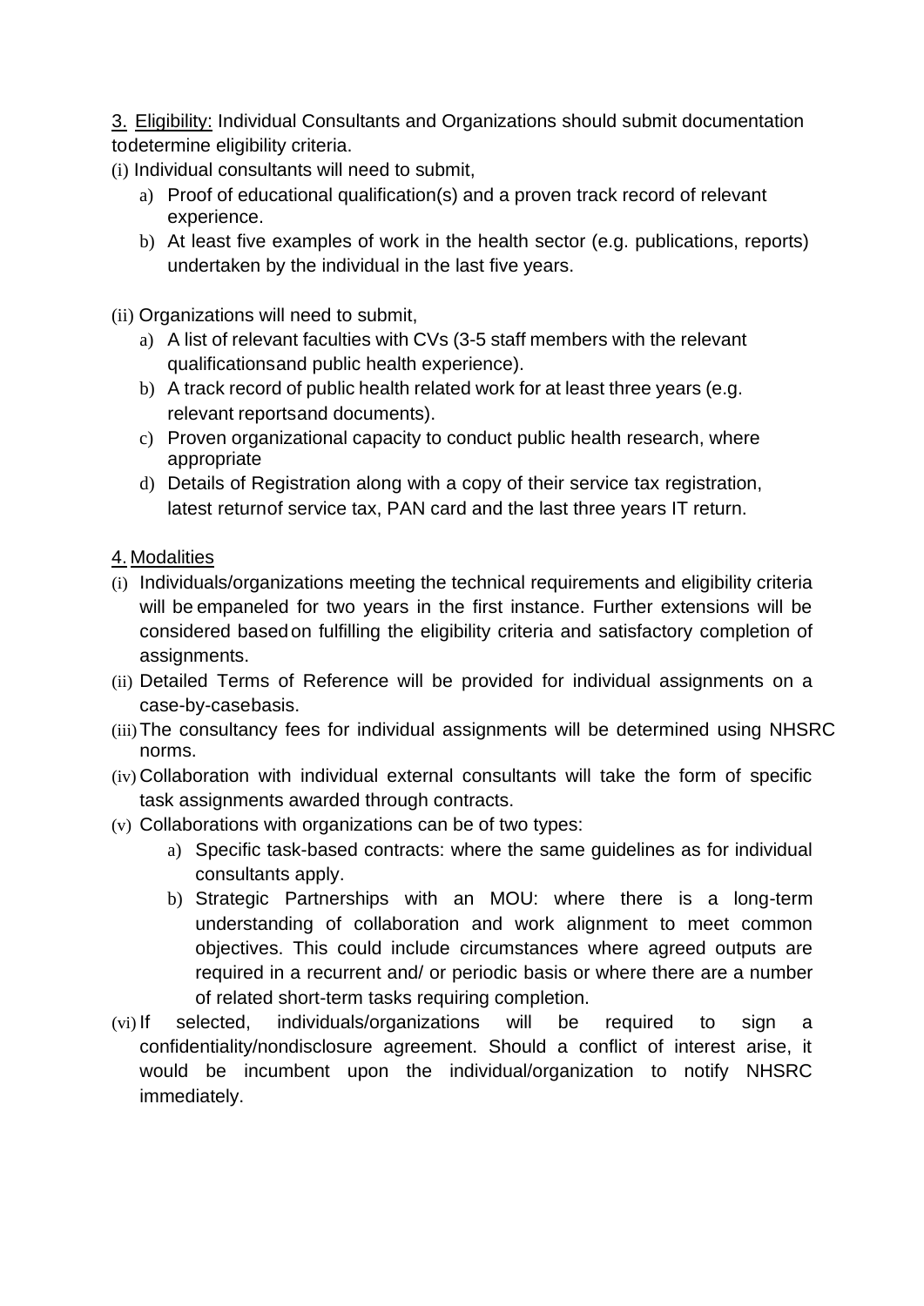3. Eligibility: Individual Consultants and Organizations should submit documentation todetermine eligibility criteria.

(i) Individual consultants will need to submit,

a) Proof of educational qualification(s) and a proven track record of relevant experience.

b) At least five examples of work in the health sector (e.g. publications, reports) undertaken by the individual in the last five years.

(ii) Organizations will need to submit,

a) A list of relevant faculties with CVs (3-5 staff members with the relevant qualificationsand public health experience).

b) A track record of public health related work for at least three years (e.g. relevant reportsand documents).

c) Proven organizational capacity to conduct public health research, where appropriate

d) Details of Registration along with a copy of their service tax registration, latest returnof service tax, PAN card and the last three years IT return.

4. Modalities

(i) Individuals/organizations meeting the technical requirements and eligibility criteria will be empaneled for two years in the first instance. Further extensions will be considered basedon fulfilling the eligibility criteria and satisfactory completion of assignments.

(ii) Detailed Terms of Reference will be provided for individual assignments on a case-by-casebasis.

(iii) The consultancy fees for individual assignments will be determined using NHSRC norms.

(iv) Collaboration with individual external consultants will take the form of specific task assignments awarded through contracts.

(v) Collaborations with organizations can be of two types:

a) Specific task-based contracts: where the same guidelines as for individual consultants apply.

b) Strategic Partnerships with an MOU: where there is a long-term understanding of collaboration and work alignment to meet common objectives. This could include circumstances where agreed outputs are required in a recurrent and/ or periodic basis or where there are a number of related short-term tasks requiring completion.

(vi) If selected, individuals/organizations will be required to sign a confidentiality/nondisclosure agreement. Should a conflict of interest arise, it would be incumbent upon the individual/organization to notify NHSRC immediately.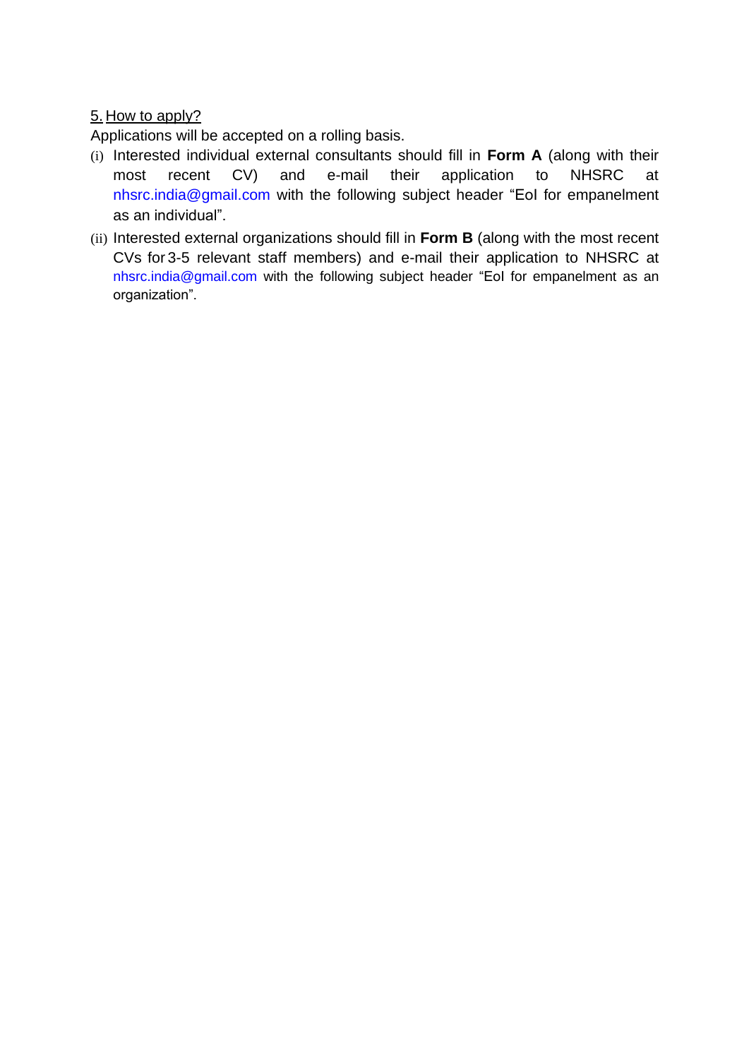5. <u>How to apply?</u>

Applications will be accepted on a rolling basis.

(i) Interested individual external consultants should fill in **Form A** (along with their most recent CV) and e-mail their application to NHSRC at nhsrc.india@gmail.com with the following subject header "EoI for empanelment as an individual".

(ii) Interested external organizations should fill in **Form B** (along with the most recent CVs for 3-5 relevant staff members) and e-mail their application to NHSRC at nhsrc.india@gmail.com with the following subject header "EoI for empanelment as an organization".